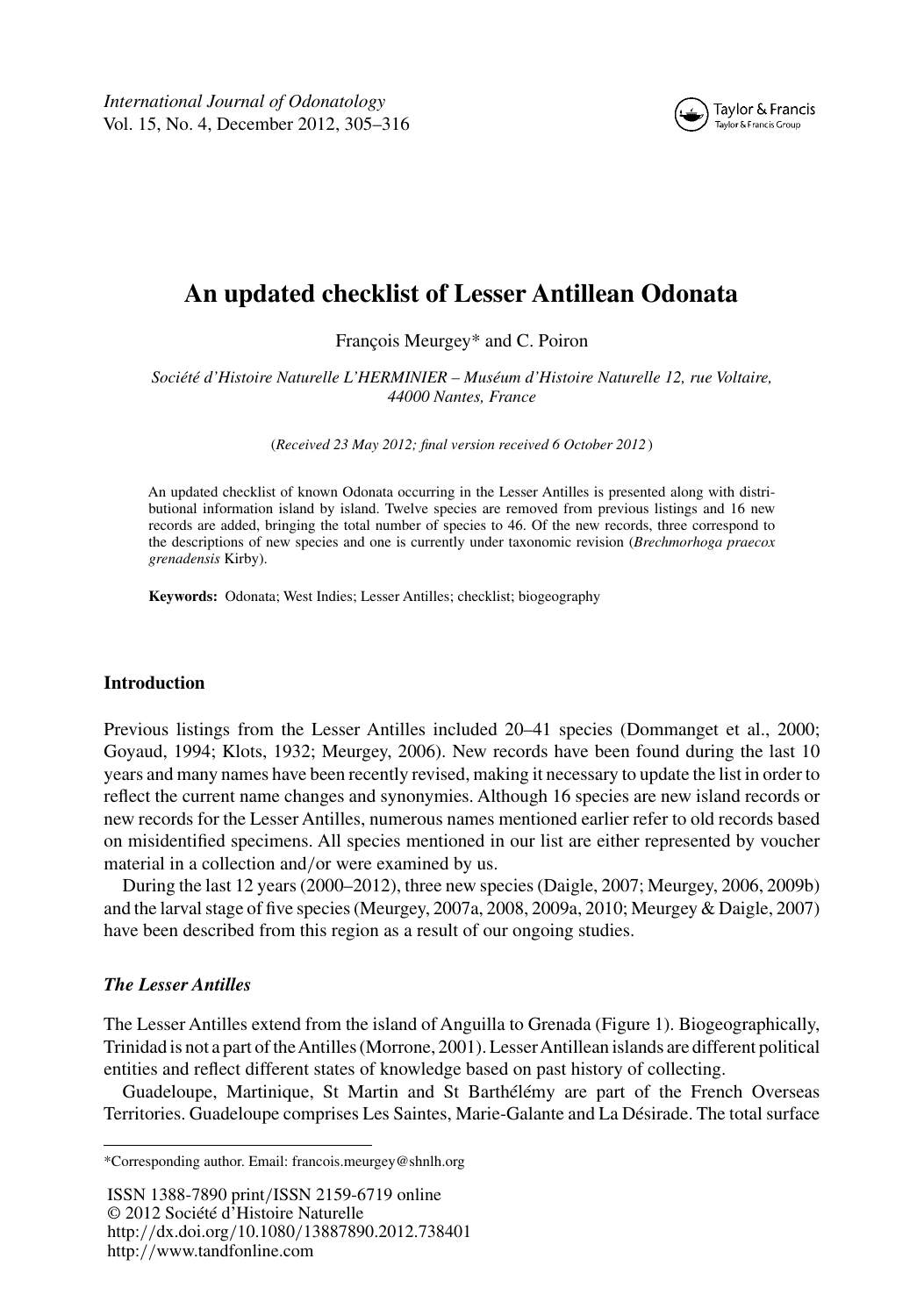# An updated checklist of Lesser Antillean Odonata

François Meurgey* and C. Poiron

*Société d'Histoire Naturelle L'HERMINIER – Muséum d'Histoire Naturelle 12, rue Voltaire, 44000 Nantes, France*

(*Received 23 May 2012; final version received 6 October 2012*)

An updated checklist of known Odonata occurring in the Lesser Antilles is presented along with distributional information island by island. Twelve species are removed from previous listings and 16 new records are added, bringing the total number of species to 46. Of the new records, three correspond to the descriptions of new species and one is currently under taxonomic revision (*Brechmorhoga praecox grenadensis* Kirby).

**Keywords:** Odonata; West Indies; Lesser Antilles; checklist; biogeography

## Introduction

Previous listings from the Lesser Antilles included 20–41 species (Dommanget et al., 2000; Goyaud, 1994; Klots, 1932; Meurgey, 2006). New records have been found during the last 10 years and many names have been recently revised, making it necessary to update the list in order to reflect the current name changes and synonymies. Although 16 species are new island records or new records for the Lesser Antilles, numerous names mentioned earlier refer to old records based on misidentified specimens. All species mentioned in our list are either represented by voucher material in a collection and/or were examined by us.

During the last 12 years (2000–2012), three new species (Daigle, 2007; Meurgey, 2006, 2009b) and the larval stage of five species (Meurgey, 2007a, 2008, 2009a, 2010; Meurgey & Daigle, 2007) have been described from this region as a result of our ongoing studies.

### *The Lesser Antilles*

The Lesser Antilles extend from the island of Anguilla to Grenada (Figure 1). Biogeographically, Trinidad is not a part of the Antilles (Morrone, 2001). Lesser Antillean islands are different political entities and reflect different states of knowledge based on past history of collecting.

Guadeloupe, Martinique, St Martin and St Barthélémy are part of the French Overseas Territories. Guadeloupe comprises Les Saintes, Marie-Galante and La Désirade. The total surface

*Corresponding author. Email: francois.meurgey@shnlh.org

ISSN 1388-7890 print/ISSN 2159-6719 online
© 2012 Société d'Histoire Naturelle
http://dx.doi.org/10.1080/13887890.2012.738401
http://www.tandfonline.com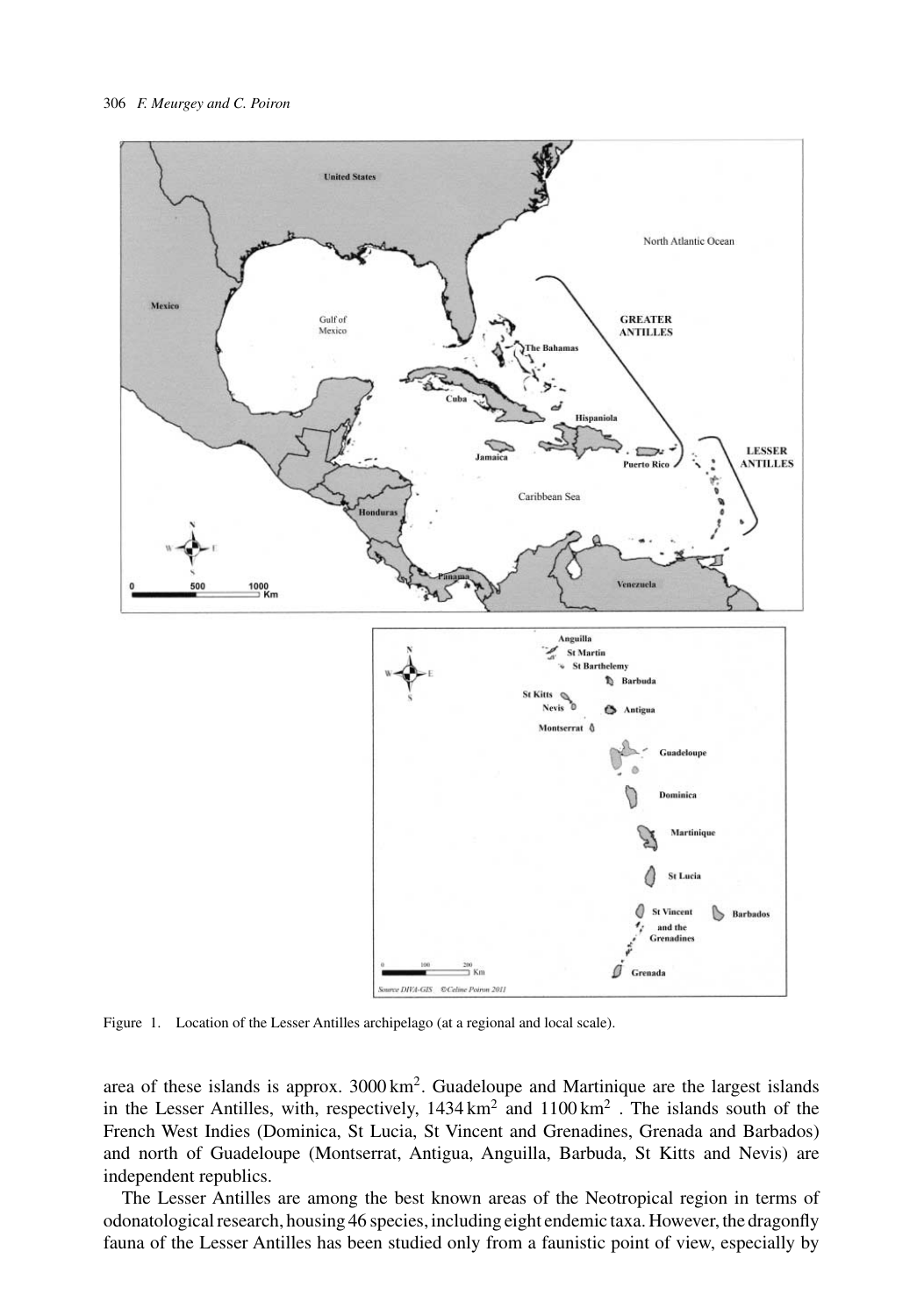Figure 1. Location of the Lesser Antilles archipelago (at a regional and local scale).

area of these islands is approx. 3000 km$^2$. Guadeloupe and Martinique are the largest islands in the Lesser Antilles, with, respectively, 1434 km$^2$ and 1100 km$^2$ . The islands south of the French West Indies (Dominica, St Lucia, St Vincent and Grenadines, Grenada and Barbados) and north of Guadeloupe (Montserrat, Antigua, Anguilla, Barbuda, St Kitts and Nevis) are independent republics.

The Lesser Antilles are among the best known areas of the Neotropical region in terms of odonatological research, housing 46 species, including eight endemic taxa. However, the dragonfly fauna of the Lesser Antilles has been studied only from a faunistic point of view, especially by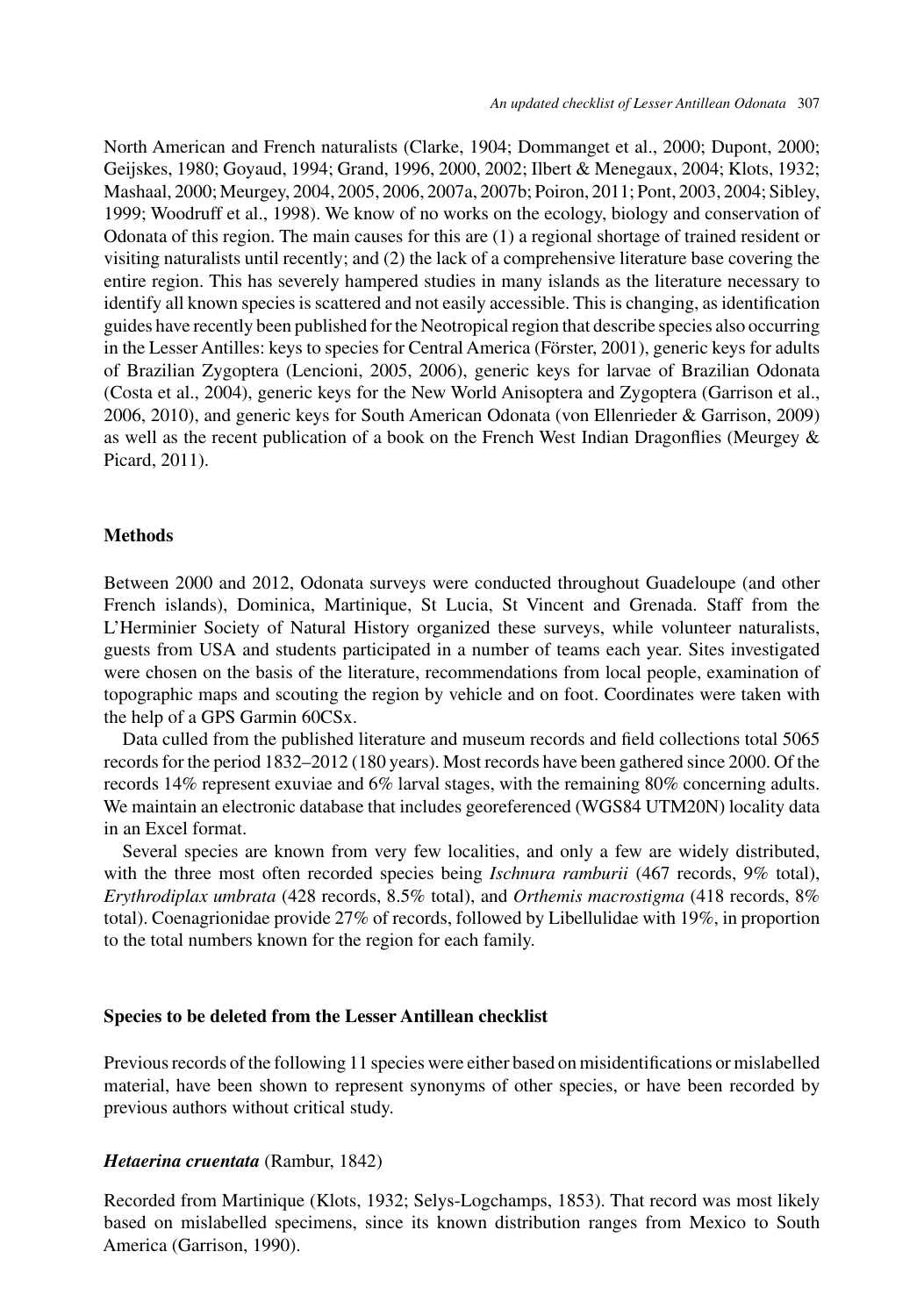North American and French naturalists (Clarke, 1904; Dommanget et al., 2000; Dupont, 2000; Geijskes, 1980; Goyaud, 1994; Grand, 1996, 2000, 2002; Ilbert & Menegaux, 2004; Klots, 1932; Mashaal, 2000; Meurgey, 2004, 2005, 2006, 2007a, 2007b; Poiron, 2011; Pont, 2003, 2004; Sibley, 1999; Woodruff et al., 1998). We know of no works on the ecology, biology and conservation of Odonata of this region. The main causes for this are (1) a regional shortage of trained resident or visiting naturalists until recently; and (2) the lack of a comprehensive literature base covering the entire region. This has severely hampered studies in many islands as the literature necessary to identify all known species is scattered and not easily accessible. This is changing, as identification guides have recently been published for the Neotropical region that describe species also occurring in the Lesser Antilles: keys to species for Central America (Förster, 2001), generic keys for adults of Brazilian Zygoptera (Lencioni, 2005, 2006), generic keys for larvae of Brazilian Odonata (Costa et al., 2004), generic keys for the New World Anisoptera and Zygoptera (Garrison et al., 2006, 2010), and generic keys for South American Odonata (von Ellenrieder & Garrison, 2009) as well as the recent publication of a book on the French West Indian Dragonflies (Meurgey & Picard, 2011).

## Methods

Between 2000 and 2012, Odonata surveys were conducted throughout Guadeloupe (and other French islands), Dominica, Martinique, St Lucia, St Vincent and Grenada. Staff from the L'Herminier Society of Natural History organized these surveys, while volunteer naturalists, guests from USA and students participated in a number of teams each year. Sites investigated were chosen on the basis of the literature, recommendations from local people, examination of topographic maps and scouting the region by vehicle and on foot. Coordinates were taken with the help of a GPS Garmin 60CSx.

Data culled from the published literature and museum records and field collections total 5065 records for the period 1832–2012 (180 years). Most records have been gathered since 2000. Of the records 14% represent exuviae and 6% larval stages, with the remaining 80% concerning adults. We maintain an electronic database that includes georeferenced (WGS84 UTM20N) locality data in an Excel format.

Several species are known from very few localities, and only a few are widely distributed, with the three most often recorded species being *Ischnura ramburii* (467 records, 9% total), *Erythrodiplax umbrata* (428 records, 8.5% total), and *Orthemis macrostigma* (418 records, 8% total). Coenagrionidae provide 27% of records, followed by Libellulidae with 19%, in proportion to the total numbers known for the region for each family.

## Species to be deleted from the Lesser Antillean checklist

Previous records of the following 11 species were either based on misidentifications or mislabelled material, have been shown to represent synonyms of other species, or have been recorded by previous authors without critical study.

### *Hetaerina cruentata* (Rambur, 1842)

Recorded from Martinique (Klots, 1932; Selys-Logchamps, 1853). That record was most likely based on mislabelled specimens, since its known distribution ranges from Mexico to South America (Garrison, 1990).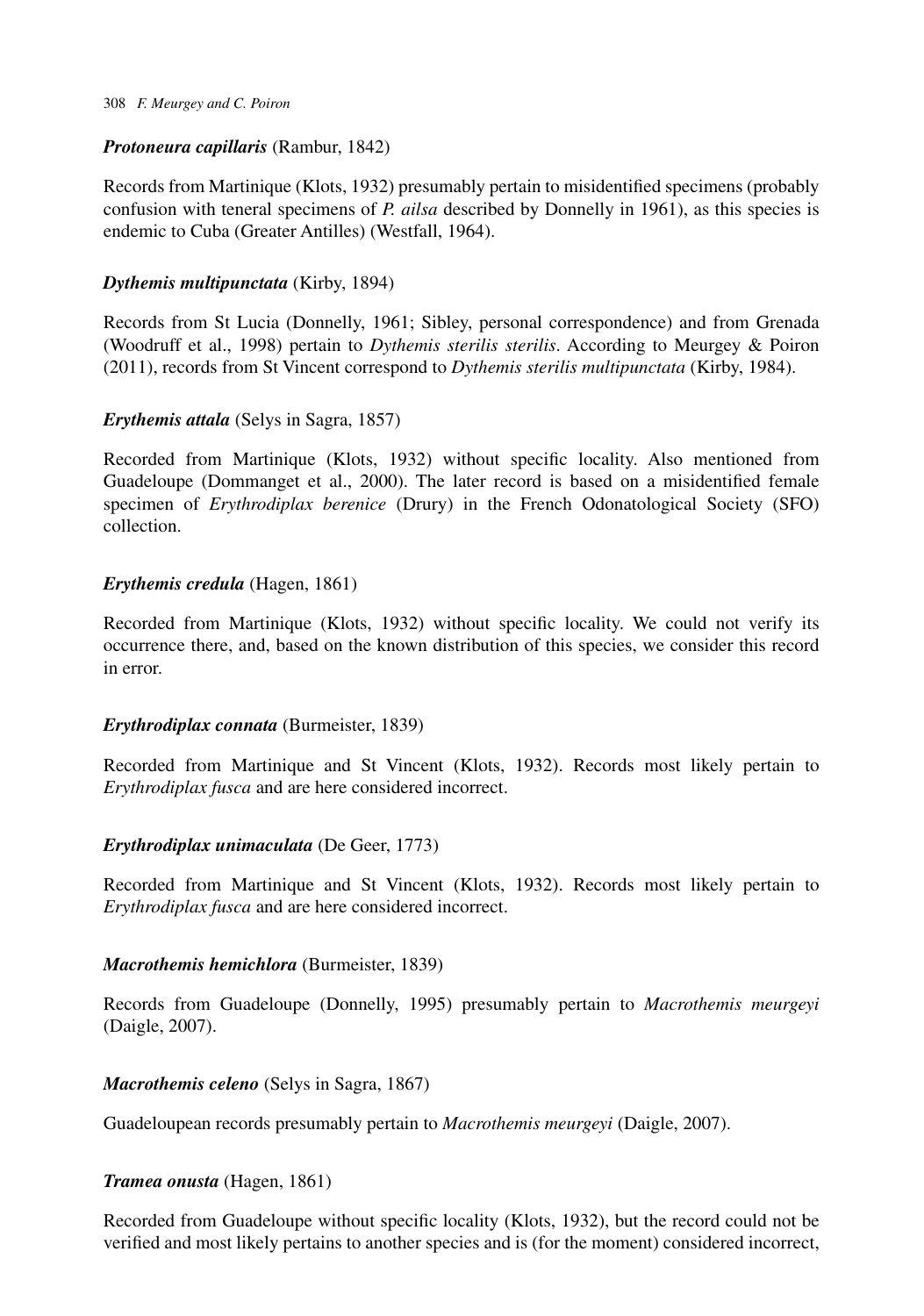***Protoneura capillaris*** (Rambur, 1842)

Records from Martinique (Klots, 1932) presumably pertain to misidentified specimens (probably confusion with teneral specimens of *P. ailsa* described by Donnelly in 1961), as this species is endemic to Cuba (Greater Antilles) (Westfall, 1964).

***Dythemis multipunctata*** (Kirby, 1894)

Records from St Lucia (Donnelly, 1961; Sibley, personal correspondence) and from Grenada (Woodruff et al., 1998) pertain to *Dythemis sterilis sterilis*. According to Meurgey & Poiron (2011), records from St Vincent correspond to *Dythemis sterilis multipunctata* (Kirby, 1984).

***Erythemis attala*** (Selys in Sagra, 1857)

Recorded from Martinique (Klots, 1932) without specific locality. Also mentioned from Guadeloupe (Dommanget et al., 2000). The later record is based on a misidentified female specimen of *Erythrodiplax berenice* (Drury) in the French Odonatological Society (SFO) collection.

***Erythemis credula*** (Hagen, 1861)

Recorded from Martinique (Klots, 1932) without specific locality. We could not verify its occurrence there, and, based on the known distribution of this species, we consider this record in error.

***Erythrodiplax connata*** (Burmeister, 1839)

Recorded from Martinique and St Vincent (Klots, 1932). Records most likely pertain to *Erythrodiplax fusca* and are here considered incorrect.

***Erythrodiplax unimaculata*** (De Geer, 1773)

Recorded from Martinique and St Vincent (Klots, 1932). Records most likely pertain to *Erythrodiplax fusca* and are here considered incorrect.

***Macrothemis hemichlora*** (Burmeister, 1839)

Records from Guadeloupe (Donnelly, 1995) presumably pertain to *Macrothemis meurgeyi* (Daigle, 2007).

***Macrothemis celeno*** (Selys in Sagra, 1867)

Guadeloupean records presumably pertain to *Macrothemis meurgeyi* (Daigle, 2007).

***Tramea onusta*** (Hagen, 1861)

Recorded from Guadeloupe without specific locality (Klots, 1932), but the record could not be verified and most likely pertains to another species and is (for the moment) considered incorrect,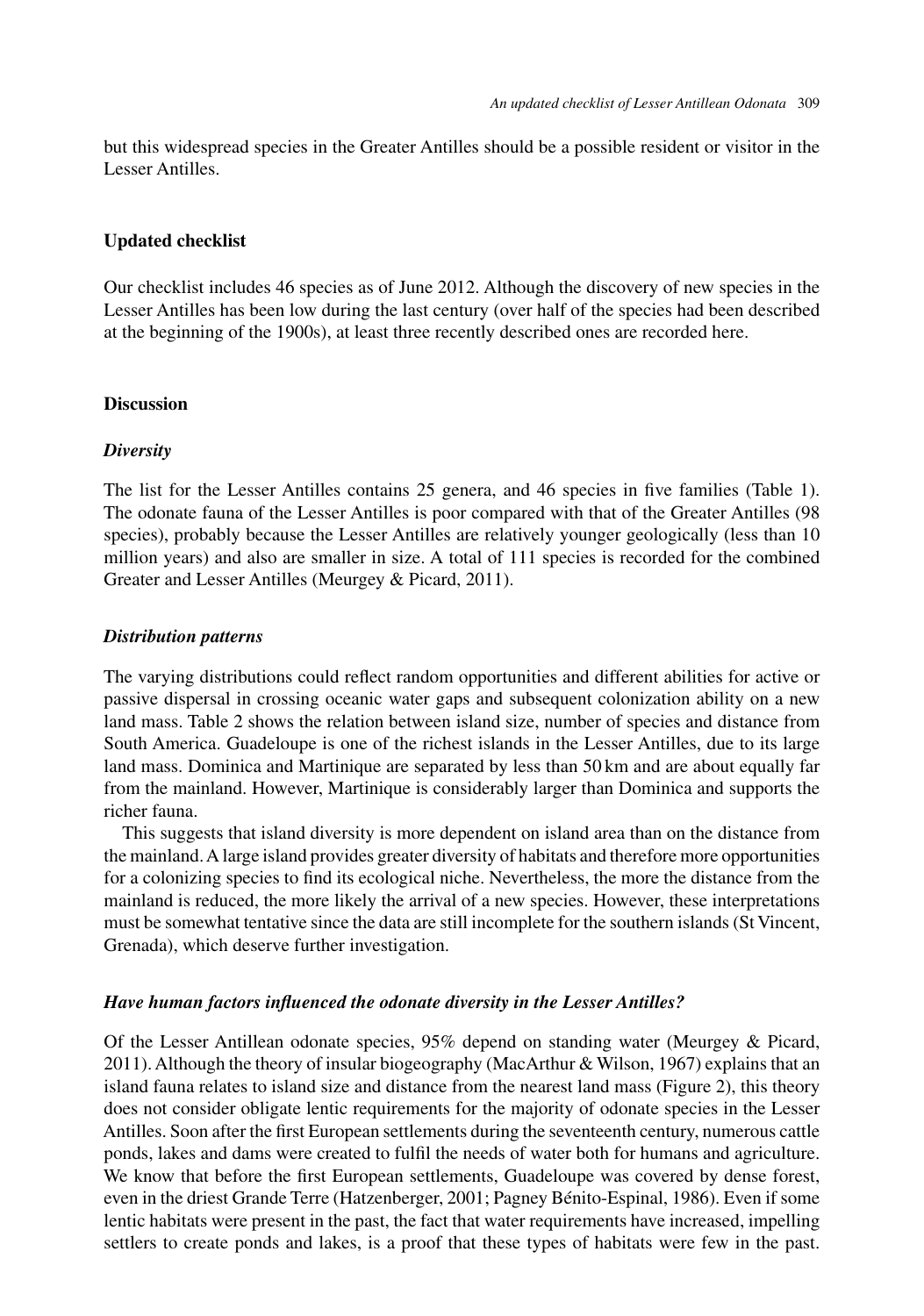but this widespread species in the Greater Antilles should be a possible resident or visitor in the Lesser Antilles.

## Updated checklist

Our checklist includes 46 species as of June 2012. Although the discovery of new species in the Lesser Antilles has been low during the last century (over half of the species had been described at the beginning of the 1900s), at least three recently described ones are recorded here.

## Discussion

### *Diversity*

The list for the Lesser Antilles contains 25 genera, and 46 species in five families (Table 1). The odonate fauna of the Lesser Antilles is poor compared with that of the Greater Antilles (98 species), probably because the Lesser Antilles are relatively younger geologically (less than 10 million years) and also are smaller in size. A total of 111 species is recorded for the combined Greater and Lesser Antilles (Meurgey & Picard, 2011).

### *Distribution patterns*

The varying distributions could reflect random opportunities and different abilities for active or passive dispersal in crossing oceanic water gaps and subsequent colonization ability on a new land mass. Table 2 shows the relation between island size, number of species and distance from South America. Guadeloupe is one of the richest islands in the Lesser Antilles, due to its large land mass. Dominica and Martinique are separated by less than 50 km and are about equally far from the mainland. However, Martinique is considerably larger than Dominica and supports the richer fauna.

This suggests that island diversity is more dependent on island area than on the distance from the mainland. A large island provides greater diversity of habitats and therefore more opportunities for a colonizing species to find its ecological niche. Nevertheless, the more the distance from the mainland is reduced, the more likely the arrival of a new species. However, these interpretations must be somewhat tentative since the data are still incomplete for the southern islands (St Vincent, Grenada), which deserve further investigation.

### *Have human factors influenced the odonate diversity in the Lesser Antilles?*

Of the Lesser Antillean odonate species, 95% depend on standing water (Meurgey & Picard, 2011). Although the theory of insular biogeography (MacArthur & Wilson, 1967) explains that an island fauna relates to island size and distance from the nearest land mass (Figure 2), this theory does not consider obligate lentic requirements for the majority of odonate species in the Lesser Antilles. Soon after the first European settlements during the seventeenth century, numerous cattle ponds, lakes and dams were created to fulfil the needs of water both for humans and agriculture. We know that before the first European settlements, Guadeloupe was covered by dense forest, even in the driest Grande Terre (Hatzenberger, 2001; Pagney Bénito-Espinal, 1986). Even if some lentic habitats were present in the past, the fact that water requirements have increased, impelling settlers to create ponds and lakes, is a proof that these types of habitats were few in the past.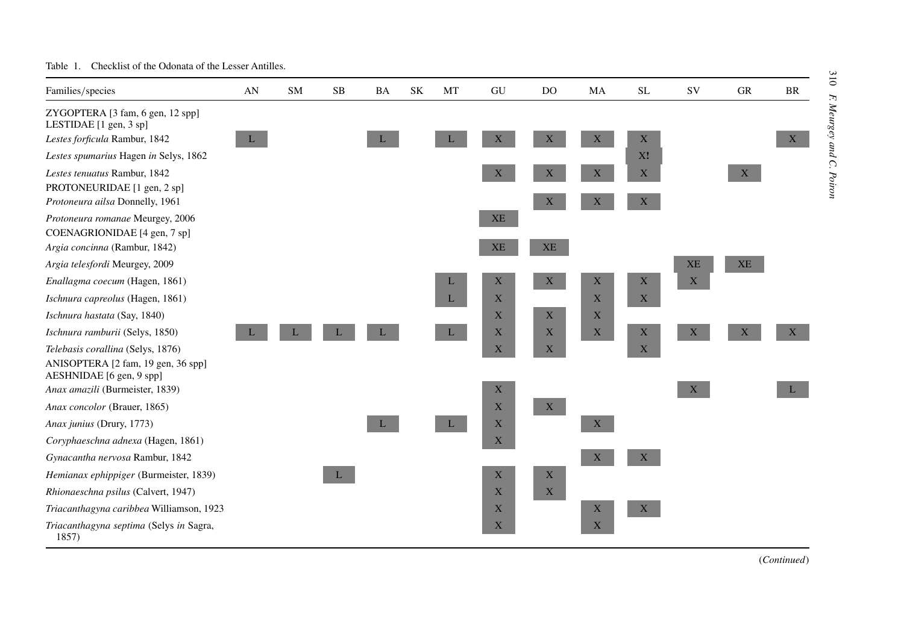Table 1. Checklist of the Odonata of the Lesser Antilles.

| Families/species | AN | SM | SB | BA | SK | MT | GU | DO | MA | SL | SV | GR | BR |
|---|---|---|---|---|---|---|---|---|---|---|---|---|---|
| ZYGOPTERA [3 fam, 6 gen, 12 spp] | | | | | | | | | | | | | |
| LESTIDAE [1 gen, 3 sp] | | | | | | | | | | | | | |
| *Lestes forficula* Rambur, 1842 | L | | | L | | L | X | X | X | X | | | X |
| *Lestes spumarius* Hagen *in* Selys, 1862 | | | | | | | | | | X**!** | | | |
| *Lestes tenuatus* Rambur, 1842 | | | | | | | X | X | X | X | | X | |
| PROTONEURIDAE [1 gen, 2 sp] | | | | | | | | | | | | | |
| *Protoneura ailsa* Donnelly, 1961 | | | | | | | | X | X | X | | | |
| *Protoneura romanae* Meurgey, 2006 | | | | | | | XE | | | | | | |
| COENAGRIONIDAE [4 gen, 7 sp] | | | | | | | | | | | | | |
| *Argia concinna* (Rambur, 1842) | | | | | | | XE | XE | | | | | |
| *Argia telesfordi* Meurgey, 2009 | | | | | | | | | | | XE | XE | |
| *Enallagma coecum* (Hagen, 1861) | | | | | | L | X | X | X | X | X | | |
| *Ischnura capreolus* (Hagen, 1861) | | | | | | L | X | | X | X | | | |
| *Ischnura hastata* (Say, 1840) | | | | | | | X | X | X | | | | |
| *Ischnura ramburii* (Selys, 1850) | L | L | L | L | | L | X | X | X | X | X | X | X |
| *Telebasis corallina* (Selys, 1876) | | | | | | | X | X | | X | | | |
| ANISOPTERA [2 fam, 19 gen, 36 spp] | | | | | | | | | | | | | |
| AESHNIDAE [6 gen, 9 spp] | | | | | | | | | | | | | |
| *Anax amazili* (Burmeister, 1839) | | | | | | | X | | | | X | | L |
| *Anax concolor* (Brauer, 1865) | | | | | | | X | X | | | | | |
| *Anax junius* (Drury, 1773) | | | | L | | L | X | | X | | | | |
| *Coryphaeschna adnexa* (Hagen, 1861) | | | | | | | X | | | | | | |
| *Gynacantha nervosa* Rambur, 1842 | | | | | | | | | X | X | | | |
| *Hemianax ephippiger* (Burmeister, 1839) | | | L | | | | X | X | | | | | |
| *Rhionaeschna psilus* (Calvert, 1947) | | | | | | | X | X | | | | | |
| *Triacanthagyna caribbea* Williamson, 1923 | | | | | | | X | | X | X | | | |
| *Triacanthagyna septima* (Selys *in* Sagra, 1857) | | | | | | | X | | X | | | | |

(*Continued*)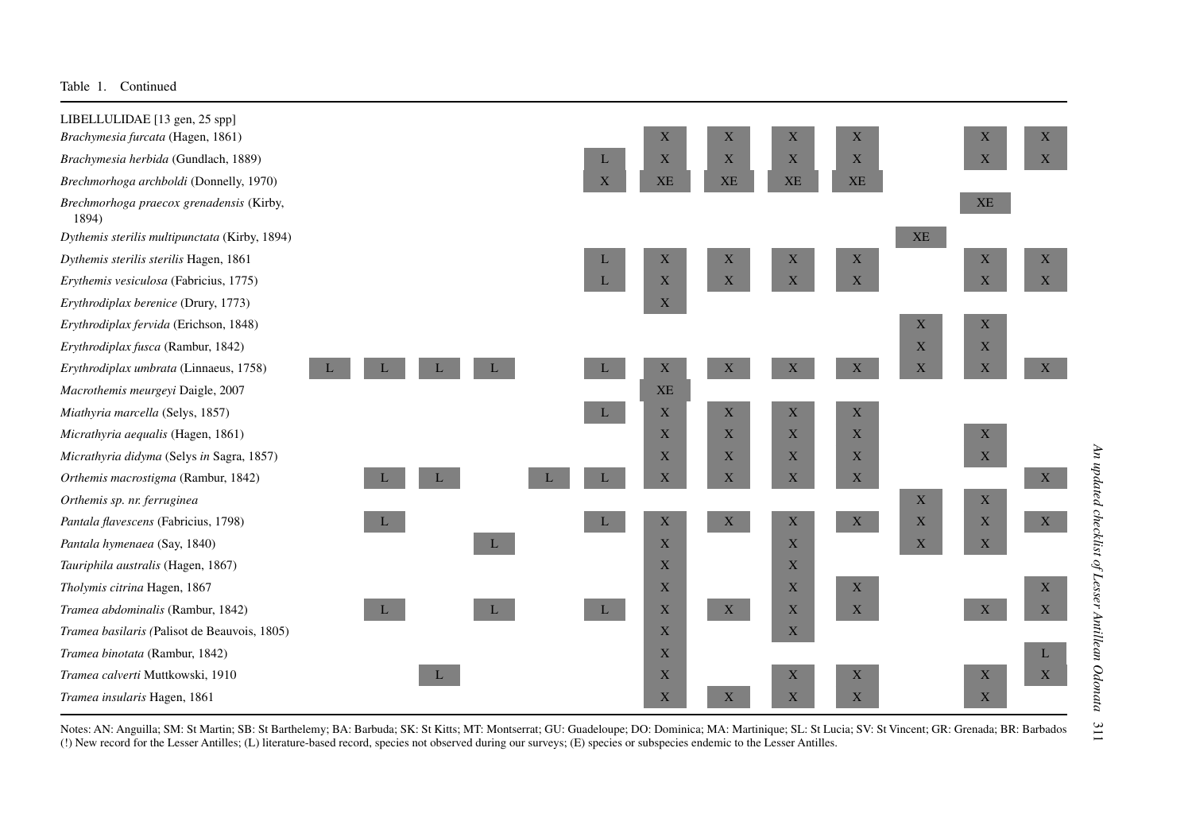Table 1. Continued

| | AN | SM | SB | BA | SK | MT | GU | DO | MA | SL | SV | GR | BR |
|---|---|---|---|---|---|---|---|---|---|---|---|---|---|
| LIBELLULIDAE [13 gen, 25 spp] | | | | | | | | | | | | | |
| *Brachymesia furcata* (Hagen, 1861) | | | | | | | X | X | X | X | | X | X |
| *Brachymesia herbida* (Gundlach, 1889) | | | | | | L | X | X | X | X | | X | X |
| *Brechmorhoga archboldi* (Donnelly, 1970) | | | | | | X | XE | XE | XE | XE | | | |
| *Brechmorhoga praecox grenadensis* (Kirby, 1894) | | | | | | | | | | | | XE | |
| *Dythemis sterilis multipunctata* (Kirby, 1894) | | | | | | | | | | | XE | | |
| *Dythemis sterilis sterilis* Hagen, 1861 | | | | | | L | X | X | X | X | | X | X |
| *Erythemis vesiculosa* (Fabricius, 1775) | | | | | | L | X | X | X | X | | X | X |
| *Erythrodiplax berenice* (Drury, 1773) | | | | | | | X | | | | | | |
| *Erythrodiplax fervida* (Erichson, 1848) | | | | | | | | | | | X | X | |
| *Erythrodiplax fusca* (Rambur, 1842) | | | | | | | | | | | X | X | |
| *Erythrodiplax umbrata* (Linnaeus, 1758) | L | L | L | L | | L | X | X | X | X | X | X | X |
| *Macrothemis meurgeyi* Daigle, 2007 | | | | | | | XE | | | | | | |
| *Miathyria marcella* (Selys, 1857) | | | | | | L | X | X | X | X | | | |
| *Micrathyria aequalis* (Hagen, 1861) | | | | | | | X | X | X | X | | X | |
| *Micrathyria didyma* (Selys *in* Sagra, 1857) | | | | | | | X | X | X | X | | X | |
| *Orthemis macrostigma* (Rambur, 1842) | | L | L | | L | L | X | X | X | X | | | X |
| *Orthemis sp. nr. ferruginea* | | | | | | | | | | | X | X | |
| *Pantala flavescens* (Fabricius, 1798) | | L | | | | L | X | X | X | X | X | X | X |
| *Pantala hymenaea* (Say, 1840) | | | | L | | | X | | X | | X | X | |
| *Tauriphila australis* (Hagen, 1867) | | | | | | | X | | X | | | | |
| *Tholymis citrina* Hagen, 1867 | | | | | | | X | | X | X | | | X |
| *Tramea abdominalis* (Rambur, 1842) | | L | | L | | L | X | X | X | X | | X | X |
| *Tramea basilaris (*Palisot de Beauvois, 1805) | | | | | | | X | | X | | | | |
| *Tramea binotata* (Rambur, 1842) | | | | | | | X | | | | | | L |
| *Tramea calverti* Muttkowski, 1910 | | | L | | | | X | | X | X | | X | X |
| *Tramea insularis* Hagen, 1861 | | | | | | | X | X | X | X | | X | |

Notes: AN: Anguilla; SM: St Martin; SB: St Barthelemy; BA: Barbuda; SK: St Kitts; MT: Montserrat; GU: Guadeloupe; DO: Dominica; MA: Martinique; SL: St Lucia; SV: St Vincent; GR: Grenada; BR: Barbados (!) New record for the Lesser Antilles; (L) literature-based record, species not observed during our surveys; (E) species or subspecies endemic to the Lesser Antilles.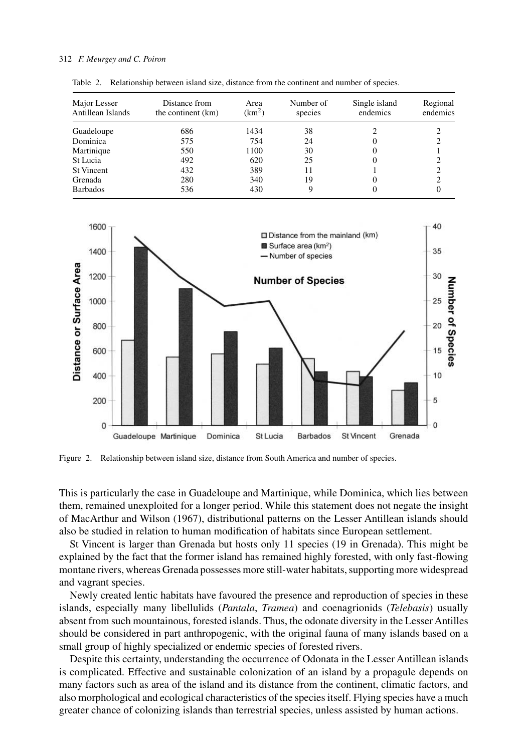Table 2. Relationship between island size, distance from the continent and number of species.

| Major Lesser Antillean Islands | Distance from the continent (km) | Area ($km^2$) | Number of species | Single island endemics | Regional endemics |
|---|---|---|---|---|---|
| Guadeloupe | 686 | 1434 | 38 | 2 | 2 |
| Dominica | 575 | 754 | 24 | 0 | 2 |
| Martinique | 550 | 1100 | 30 | 0 | 1 |
| St Lucia | 492 | 620 | 25 | 0 | 2 |
| St Vincent | 432 | 389 | 11 | 1 | 2 |
| Grenada | 280 | 340 | 19 | 0 | 2 |
| Barbados | 536 | 430 | 9 | 0 | 0 |

Figure 2. Relationship between island size, distance from South America and number of species.

This is particularly the case in Guadeloupe and Martinique, while Dominica, which lies between them, remained unexploited for a longer period. While this statement does not negate the insight of MacArthur and Wilson (1967), distributional patterns on the Lesser Antillean islands should also be studied in relation to human modification of habitats since European settlement.

St Vincent is larger than Grenada but hosts only 11 species (19 in Grenada). This might be explained by the fact that the former island has remained highly forested, with only fast-flowing montane rivers, whereas Grenada possesses more still-water habitats, supporting more widespread and vagrant species.

Newly created lentic habitats have favoured the presence and reproduction of species in these islands, especially many libellulids (*Pantala*, *Tramea*) and coenagrionids (*Telebasis*) usually absent from such mountainous, forested islands. Thus, the odonate diversity in the Lesser Antilles should be considered in part anthropogenic, with the original fauna of many islands based on a small group of highly specialized or endemic species of forested rivers.

Despite this certainty, understanding the occurrence of Odonata in the Lesser Antillean islands is complicated. Effective and sustainable colonization of an island by a propagule depends on many factors such as area of the island and its distance from the continent, climatic factors, and also morphological and ecological characteristics of the species itself. Flying species have a much greater chance of colonizing islands than terrestrial species, unless assisted by human actions.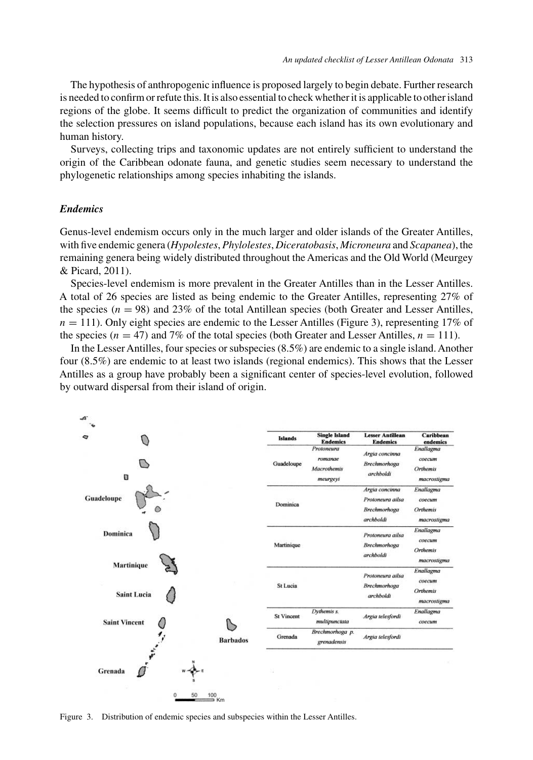The hypothesis of anthropogenic influence is proposed largely to begin debate. Further research is needed to confirm or refute this. It is also essential to check whether it is applicable to other island regions of the globe. It seems difficult to predict the organization of communities and identify the selection pressures on island populations, because each island has its own evolutionary and human history.

Surveys, collecting trips and taxonomic updates are not entirely sufficient to understand the origin of the Caribbean odonate fauna, and genetic studies seem necessary to understand the phylogenetic relationships among species inhabiting the islands.

### *Endemics*

Genus-level endemism occurs only in the much larger and older islands of the Greater Antilles, with five endemic genera (*Hypolestes*, *Phylolestes*, *Diceratobasis*, *Microneura* and *Scapanea*), the remaining genera being widely distributed throughout the Americas and the Old World (Meurgey & Picard, 2011).

Species-level endemism is more prevalent in the Greater Antilles than in the Lesser Antilles. A total of 26 species are listed as being endemic to the Greater Antilles, representing 27% of the species ($n = 98$) and 23% of the total Antillean species (both Greater and Lesser Antilles, $n = 111$). Only eight species are endemic to the Lesser Antilles (Figure 3), representing 17% of the species ($n = 47$) and 7% of the total species (both Greater and Lesser Antilles, $n = 111$).

In the Lesser Antilles, four species or subspecies (8.5%) are endemic to a single island. Another four (8.5%) are endemic to at least two islands (regional endemics). This shows that the Lesser Antilles as a group have probably been a significant center of species-level evolution, followed by outward dispersal from their island of origin.

| Islands | Single Island Endemics | Lesser Antillean Endemics | Caribbean endemics |
|---|---|---|---|
| Guadeloupe | *Protoneura romanae*<br>*Macrothemis meurgeyi* | *Argia concinna*<br>*Brechmorhoga archboldi* | *Enallagma coecum*<br>*Orthemis macrostigma* |
| Dominica | | *Argia concinna*<br>*Protoneura ailsa*<br>*Brechmorhoga archboldi* | *Enallagma coecum*<br>*Orthemis macrostigma* |
| Martinique | | *Protoneura ailsa*<br>*Brechmorhoga archboldi* | *Enallagma coecum*<br>*Orthemis macrostigma* |
| St Lucia | | *Protoneura ailsa*<br>*Brechmorhoga archboldi* | *Enallagma coecum*<br>*Orthemis macrostigma* |
| St Vincent | *Dythemis s. multipunctata* | *Argia telesfordi* | *Enallagma coecum* |
| Grenada | *Brechmorhoga p. grenadensis* | *Argia telesfordi* | |

Figure 3. Distribution of endemic species and subspecies within the Lesser Antilles.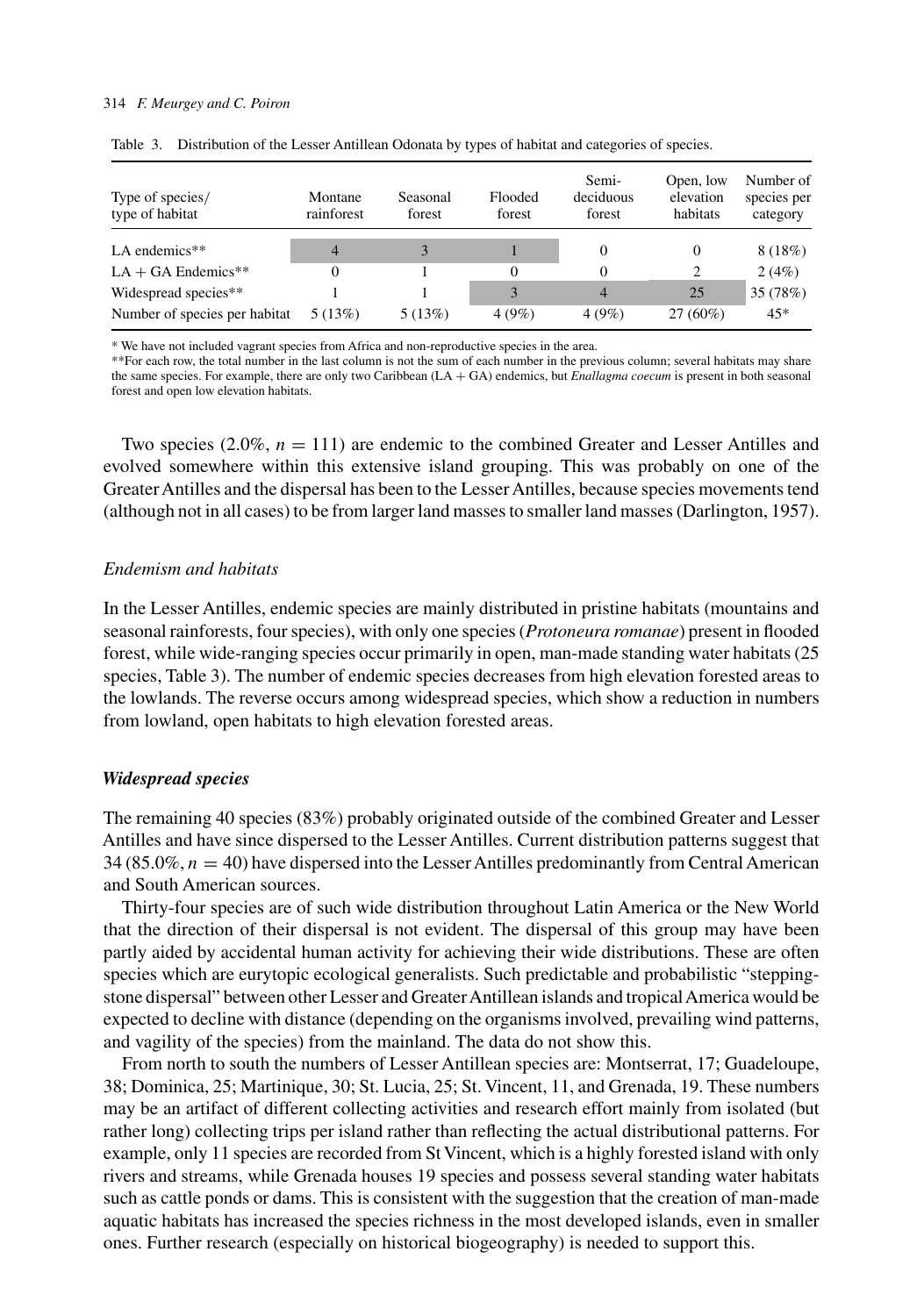Table 3. Distribution of the Lesser Antillean Odonata by types of habitat and categories of species.

| Type of species/ type of habitat | Montane rainforest | Seasonal forest | Flooded forest | Semi-deciduous forest | Open, low elevation habitats | Number of species per category |
|---|---|---|---|---|---|---|
| LA endemics** | 4 | 3 | 1 | 0 | 0 | 8 (18%) |
| LA + GA Endemics** | 0 | 1 | 0 | 0 | 2 | 2 (4%) |
| Widespread species** | 1 | 1 | 3 | 4 | 25 | 35 (78%) |
| Number of species per habitat | 5 (13%) | 5 (13%) | 4 (9%) | 4 (9%) | 27 (60%) | 45* |

\* We have not included vagrant species from Africa and non-reproductive species in the area.

**For each row, the total number in the last column is not the sum of each number in the previous column; several habitats may share the same species. For example, there are only two Caribbean (LA + GA) endemics, but *Enallagma coecum* is present in both seasonal forest and open low elevation habitats.

Two species (2.0%, $n = 111$) are endemic to the combined Greater and Lesser Antilles and evolved somewhere within this extensive island grouping. This was probably on one of the Greater Antilles and the dispersal has been to the Lesser Antilles, because species movements tend (although not in all cases) to be from larger land masses to smaller land masses (Darlington, 1957).

### *Endemism and habitats*

In the Lesser Antilles, endemic species are mainly distributed in pristine habitats (mountains and seasonal rainforests, four species), with only one species (*Protoneura romanae*) present in flooded forest, while wide-ranging species occur primarily in open, man-made standing water habitats (25 species, Table 3). The number of endemic species decreases from high elevation forested areas to the lowlands. The reverse occurs among widespread species, which show a reduction in numbers from lowland, open habitats to high elevation forested areas.

### ***Widespread species***

The remaining 40 species (83%) probably originated outside of the combined Greater and Lesser Antilles and have since dispersed to the Lesser Antilles. Current distribution patterns suggest that 34 (85.0%, $n = 40$) have dispersed into the Lesser Antilles predominantly from Central American and South American sources.

Thirty-four species are of such wide distribution throughout Latin America or the New World that the direction of their dispersal is not evident. The dispersal of this group may have been partly aided by accidental human activity for achieving their wide distributions. These are often species which are eurytopic ecological generalists. Such predictable and probabilistic "stepping-stone dispersal" between other Lesser and Greater Antillean islands and tropical America would be expected to decline with distance (depending on the organisms involved, prevailing wind patterns, and vagility of the species) from the mainland. The data do not show this.

From north to south the numbers of Lesser Antillean species are: Montserrat, 17; Guadeloupe, 38; Dominica, 25; Martinique, 30; St. Lucia, 25; St. Vincent, 11, and Grenada, 19. These numbers may be an artifact of different collecting activities and research effort mainly from isolated (but rather long) collecting trips per island rather than reflecting the actual distributional patterns. For example, only 11 species are recorded from St Vincent, which is a highly forested island with only rivers and streams, while Grenada houses 19 species and possess several standing water habitats such as cattle ponds or dams. This is consistent with the suggestion that the creation of man-made aquatic habitats has increased the species richness in the most developed islands, even in smaller ones. Further research (especially on historical biogeography) is needed to support this.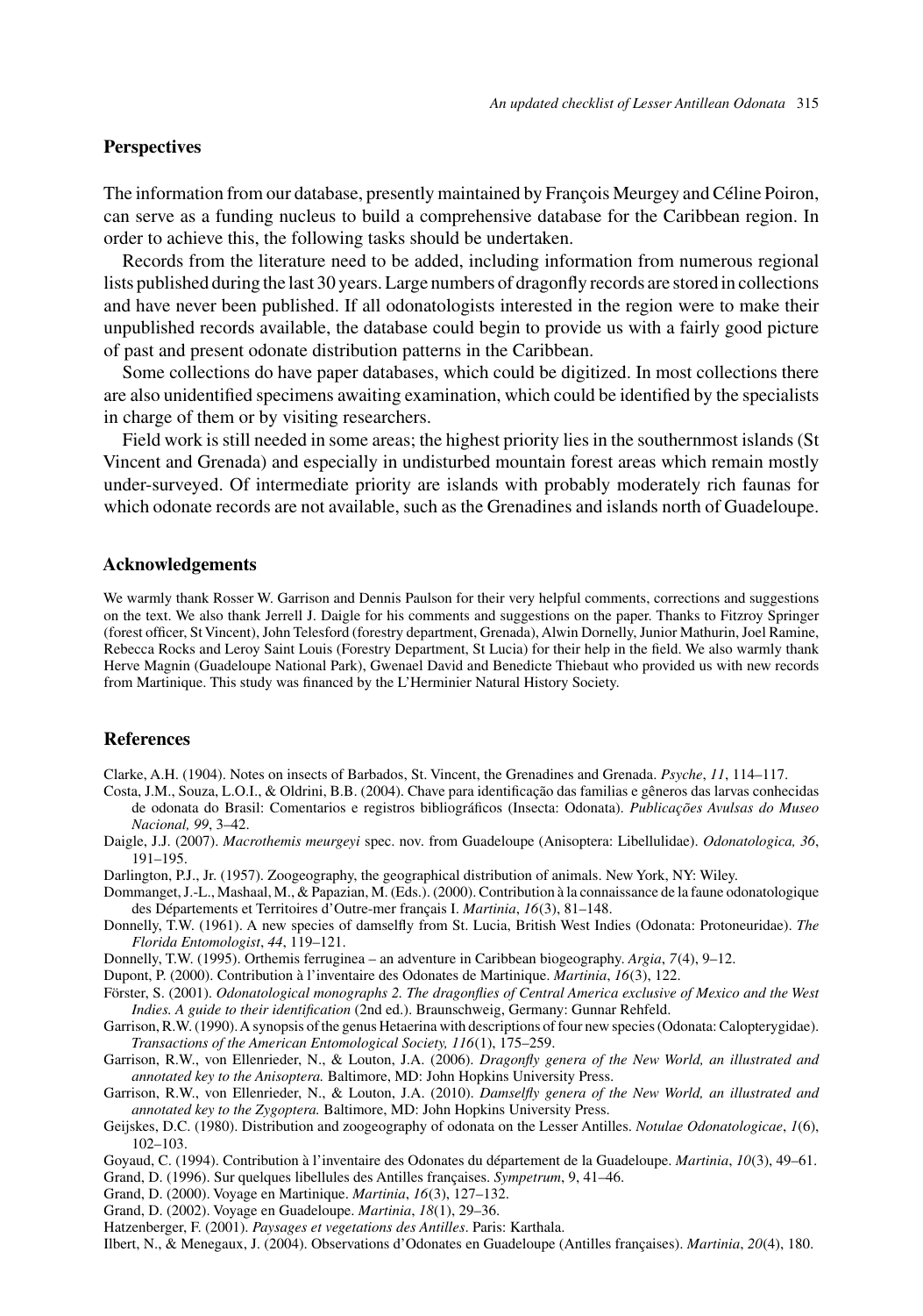## Perspectives

The information from our database, presently maintained by François Meurgey and Céline Poiron, can serve as a funding nucleus to build a comprehensive database for the Caribbean region. In order to achieve this, the following tasks should be undertaken.

Records from the literature need to be added, including information from numerous regional lists published during the last 30 years. Large numbers of dragonfly records are stored in collections and have never been published. If all odonatologists interested in the region were to make their unpublished records available, the database could begin to provide us with a fairly good picture of past and present odonate distribution patterns in the Caribbean.

Some collections do have paper databases, which could be digitized. In most collections there are also unidentified specimens awaiting examination, which could be identified by the specialists in charge of them or by visiting researchers.

Field work is still needed in some areas; the highest priority lies in the southernmost islands (St Vincent and Grenada) and especially in undisturbed mountain forest areas which remain mostly under-surveyed. Of intermediate priority are islands with probably moderately rich faunas for which odonate records are not available, such as the Grenadines and islands north of Guadeloupe.

## Acknowledgements

We warmly thank Rosser W. Garrison and Dennis Paulson for their very helpful comments, corrections and suggestions on the text. We also thank Jerrell J. Daigle for his comments and suggestions on the paper. Thanks to Fitzroy Springer (forest officer, St Vincent), John Telesford (forestry department, Grenada), Alwin Dornelly, Junior Mathurin, Joel Ramine, Rebecca Rocks and Leroy Saint Louis (Forestry Department, St Lucia) for their help in the field. We also warmly thank Herve Magnin (Guadeloupe National Park), Gwenael David and Benedicte Thiebaut who provided us with new records from Martinique. This study was financed by the L'Herminier Natural History Society.

## References

Clarke, A.H. (1904). Notes on insects of Barbados, St. Vincent, the Grenadines and Grenada. *Psyche*, *11*, 114–117.

Costa, J.M., Souza, L.O.I., & Oldrini, B.B. (2004). Chave para identificação das familias e gêneros das larvas conhecidas de odonata do Brasil: Comentarios e registros bibliográficos (Insecta: Odonata). *Publicações Avulsas do Museo Nacional, 99*, 3–42.

Daigle, J.J. (2007). *Macrothemis meurgeyi* spec. nov. from Guadeloupe (Anisoptera: Libellulidae). *Odonatologica, 36*, 191–195.

Darlington, P.J., Jr. (1957). Zoogeography, the geographical distribution of animals. New York, NY: Wiley.

Dommanget, J.-L., Mashaal, M., & Papazian, M. (Eds.). (2000). Contribution à la connaissance de la faune odonatologique des Départements et Territoires d'Outre-mer français I. *Martinia*, *16*(3), 81–148.

Donnelly, T.W. (1961). A new species of damselfly from St. Lucia, British West Indies (Odonata: Protoneuridae). *The Florida Entomologist*, *44*, 119–121.

Donnelly, T.W. (1995). Orthemis ferruginea – an adventure in Caribbean biogeography. *Argia*, *7*(4), 9–12.

Dupont, P. (2000). Contribution à l'inventaire des Odonates de Martinique. *Martinia*, *16*(3), 122.

Förster, S. (2001). *Odonatological monographs 2. The dragonflies of Central America exclusive of Mexico and the West Indies. A guide to their identification* (2nd ed.). Braunschweig, Germany: Gunnar Rehfeld.

Garrison, R.W. (1990). A synopsis of the genus Hetaerina with descriptions of four new species (Odonata: Calopterygidae). *Transactions of the American Entomological Society, 116*(1), 175–259.

Garrison, R.W., von Ellenrieder, N., & Louton, J.A. (2006). *Dragonfly genera of the New World, an illustrated and annotated key to the Anisoptera.* Baltimore, MD: John Hopkins University Press.

Garrison, R.W., von Ellenrieder, N., & Louton, J.A. (2010). *Damselfly genera of the New World, an illustrated and annotated key to the Zygoptera.* Baltimore, MD: John Hopkins University Press.

Geijskes, D.C. (1980). Distribution and zoogeography of odonata on the Lesser Antilles. *Notulae Odonatologicae*, *1*(6), 102–103.

Goyaud, C. (1994). Contribution à l'inventaire des Odonates du département de la Guadeloupe. *Martinia*, *10*(3), 49–61.

Grand, D. (1996). Sur quelques libellules des Antilles françaises. *Sympetrum*, 9, 41–46.

Grand, D. (2000). Voyage en Martinique. *Martinia*, *16*(3), 127–132.

Grand, D. (2002). Voyage en Guadeloupe. *Martinia*, *18*(1), 29–36.

Hatzenberger, F. (2001). *Paysages et vegetations des Antilles*. Paris: Karthala.

Ilbert, N., & Menegaux, J. (2004). Observations d'Odonates en Guadeloupe (Antilles françaises). *Martinia*, *20*(4), 180.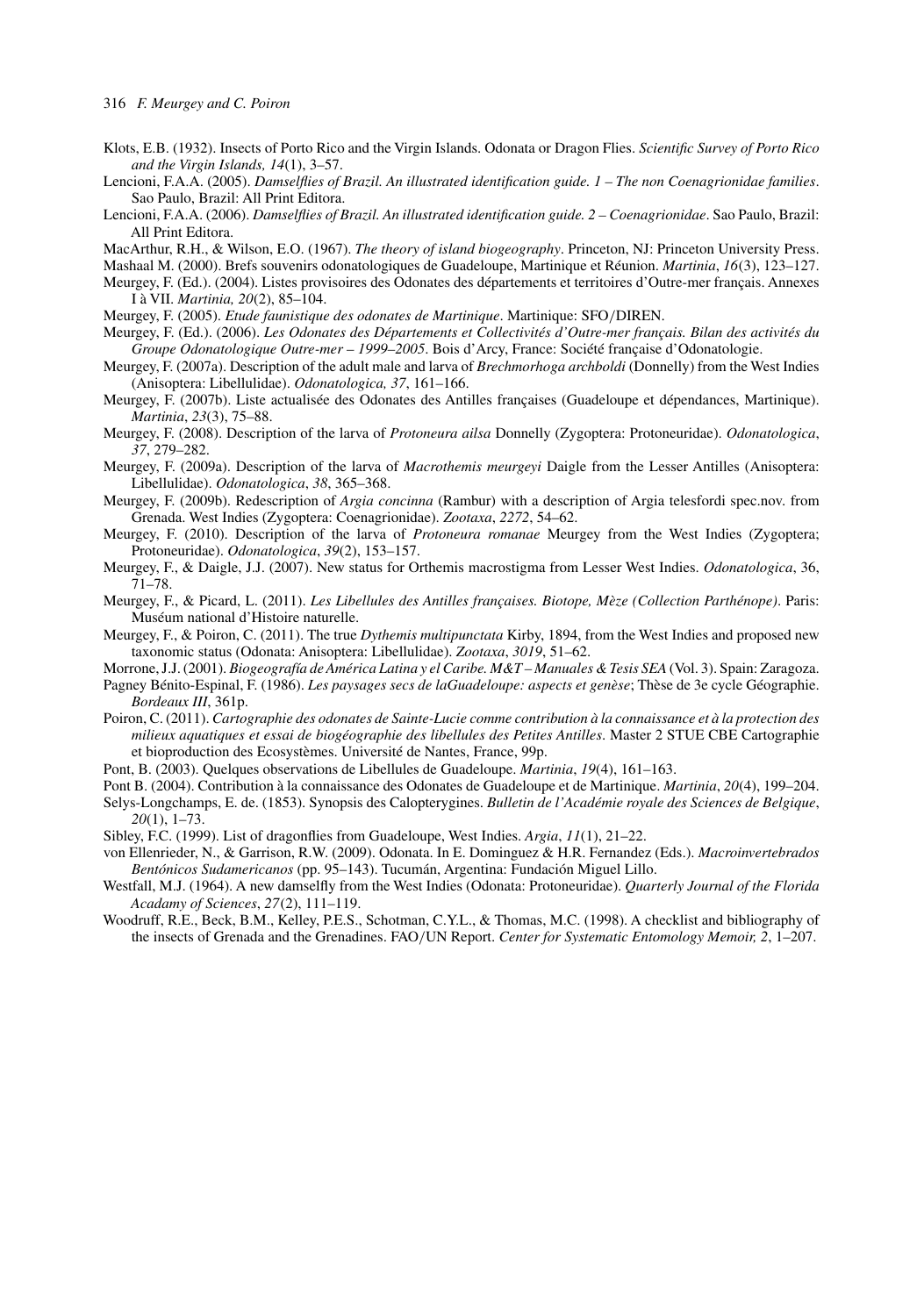Klots, E.B. (1932). Insects of Porto Rico and the Virgin Islands. Odonata or Dragon Flies. *Scientific Survey of Porto Rico and the Virgin Islands, 14*(1), 3–57.

Lencioni, F.A.A. (2005). *Damselflies of Brazil. An illustrated identification guide. 1 – The non Coenagrionidae families*. Sao Paulo, Brazil: All Print Editora.

Lencioni, F.A.A. (2006). *Damselflies of Brazil. An illustrated identification guide. 2 – Coenagrionidae*. Sao Paulo, Brazil: All Print Editora.

MacArthur, R.H., & Wilson, E.O. (1967). *The theory of island biogeography*. Princeton, NJ: Princeton University Press.

Mashaal M. (2000). Brefs souvenirs odonatologiques de Guadeloupe, Martinique et Réunion. *Martinia*, *16*(3), 123–127.

Meurgey, F. (Ed.). (2004). Listes provisoires des Odonates des départements et territoires d'Outre-mer français. Annexes I à VII. *Martinia, 20*(2), 85–104.

Meurgey, F. (2005). *Etude faunistique des odonates de Martinique*. Martinique: SFO/DIREN.

Meurgey, F. (Ed.). (2006). *Les Odonates des Départements et Collectivités d'Outre-mer français. Bilan des activités du Groupe Odonatologique Outre-mer – 1999–2005*. Bois d'Arcy, France: Société française d'Odonatologie.

Meurgey, F. (2007a). Description of the adult male and larva of *Brechmorhoga archboldi* (Donnelly) from the West Indies (Anisoptera: Libellulidae). *Odonatologica, 37*, 161–166.

Meurgey, F. (2007b). Liste actualisée des Odonates des Antilles françaises (Guadeloupe et dépendances, Martinique). *Martinia*, *23*(3), 75–88.

Meurgey, F. (2008). Description of the larva of *Protoneura ailsa* Donnelly (Zygoptera: Protoneuridae). *Odonatologica*, *37*, 279–282.

Meurgey, F. (2009a). Description of the larva of *Macrothemis meurgeyi* Daigle from the Lesser Antilles (Anisoptera: Libellulidae). *Odonatologica*, *38*, 365–368.

Meurgey, F. (2009b). Redescription of *Argia concinna* (Rambur) with a description of Argia telesfordi spec.nov. from Grenada. West Indies (Zygoptera: Coenagrionidae). *Zootaxa*, *2272*, 54–62.

Meurgey, F. (2010). Description of the larva of *Protoneura romanae* Meurgey from the West Indies (Zygoptera; Protoneuridae). *Odonatologica*, *39*(2), 153–157.

Meurgey, F., & Daigle, J.J. (2007). New status for Orthemis macrostigma from Lesser West Indies. *Odonatologica*, 36, 71–78.

Meurgey, F., & Picard, L. (2011). *Les Libellules des Antilles françaises. Biotope, Mèze (Collection Parthénope)*. Paris: Muséum national d'Histoire naturelle.

Meurgey, F., & Poiron, C. (2011). The true *Dythemis multipunctata* Kirby, 1894, from the West Indies and proposed new taxonomic status (Odonata: Anisoptera: Libellulidae). *Zootaxa*, *3019*, 51–62.

Morrone, J.J. (2001). *Biogeografía de América Latina y el Caribe. M&T – Manuales & Tesis SEA* (Vol. 3). Spain: Zaragoza.

Pagney Bénito-Espinal, F. (1986). *Les paysages secs de laGuadeloupe: aspects et genèse*; Thèse de 3e cycle Géographie. *Bordeaux III*, 361p.

Poiron, C. (2011). *Cartographie des odonates de Sainte-Lucie comme contribution à la connaissance et à la protection des milieux aquatiques et essai de biogéographie des libellules des Petites Antilles*. Master 2 STUE CBE Cartographie et bioproduction des Ecosystèmes. Université de Nantes, France, 99p.

Pont, B. (2003). Quelques observations de Libellules de Guadeloupe. *Martinia*, *19*(4), 161–163.

Pont B. (2004). Contribution à la connaissance des Odonates de Guadeloupe et de Martinique. *Martinia*, *20*(4), 199–204.

Selys-Longchamps, E. de. (1853). Synopsis des Calopterygines. *Bulletin de l'Académie royale des Sciences de Belgique*, *20*(1), 1–73.

Sibley, F.C. (1999). List of dragonflies from Guadeloupe, West Indies. *Argia*, *11*(1), 21–22.

von Ellenrieder, N., & Garrison, R.W. (2009). Odonata. In E. Dominguez & H.R. Fernandez (Eds.). *Macroinvertebrados Bentónicos Sudamericanos* (pp. 95–143). Tucumán, Argentina: Fundación Miguel Lillo.

Westfall, M.J. (1964). A new damselfly from the West Indies (Odonata: Protoneuridae). *Quarterly Journal of the Florida Acadamy of Sciences*, *27*(2), 111–119.

Woodruff, R.E., Beck, B.M., Kelley, P.E.S., Schotman, C.Y.L., & Thomas, M.C. (1998). A checklist and bibliography of the insects of Grenada and the Grenadines. FAO/UN Report. *Center for Systematic Entomology Memoir, 2*, 1–207.